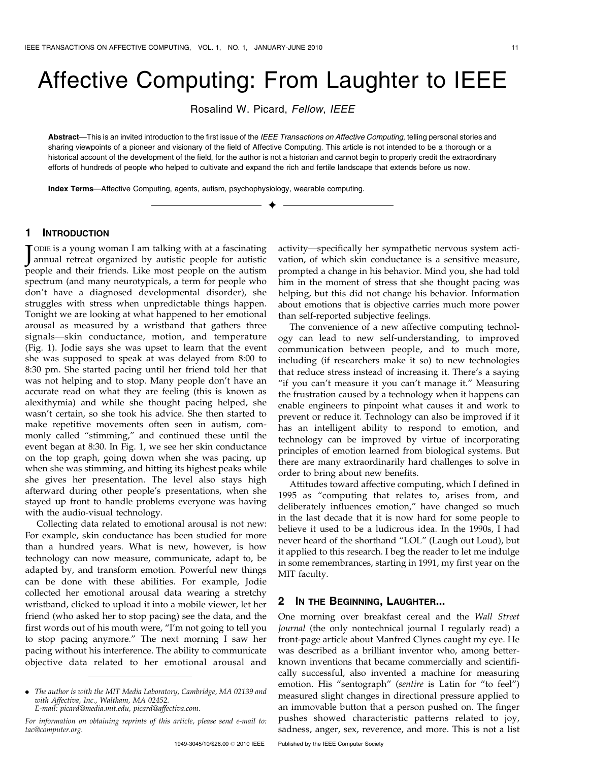# Affective Computing: From Laughter to IEEE

Rosalind W. Picard, *Fellow*, *IEEE*

**Abstract**—This is an invited introduction to the first issue of the *IEEE Transactions on Affective Computing*, telling personal stories and sharing viewpoints of a pioneer and visionary of the field of Affective Computing. This article is not intended to be a thorough or a historical account of the development of the field, for the author is not a historian and cannot begin to properly credit the extraordinary efforts of hundreds of people who helped to cultivate and expand the rich and fertile landscape that extends before us now.

**Index Terms**—Affective Computing, agents, autism, psychophysiology, wearable computing.

## 1 Introduction

Jodie is a young woman I am talking with at a fascinating annual retreat organized by autistic people for autistic people and their friends. Like most people on the autism spectrum (and many neurotypicals, a term for people who don't have a diagnosed developmental disorder), she struggles with stress when unpredictable things happen. Tonight we are looking at what happened to her emotional arousal as measured by a wristband that gathers three signals—skin conductance, motion, and temperature (Fig. 1). Jodie says she was upset to learn that the event she was supposed to speak at was delayed from 8:00 to 8:30 pm. She started pacing until her friend told her that was not helping and to stop. Many people don't have an accurate read on what they are feeling (this is known as alexithymia) and while she thought pacing helped, she wasn't certain, so she took his advice. She then started to make repetitive movements often seen in autism, commonly called "stimming," and continued these until the event began at 8:30. In Fig. 1, we see her skin conductance on the top graph, going down when she was pacing, up when she was stimming, and hitting its highest peaks while she gives her presentation. The level also stays high afterward during other people's presentations, when she stayed up front to handle problems everyone was having with the audio-visual technology.

Collecting data related to emotional arousal is not new: For example, skin conductance has been studied for more than a hundred years. What is new, however, is how technology can now measure, communicate, adapt to, be adapted by, and transform emotion. Powerful new things can be done with these abilities. For example, Jodie collected her emotional arousal data wearing a stretchy wristband, clicked to upload it into a mobile viewer, let her friend (who asked her to stop pacing) see the data, and the first words out of his mouth were, "I'm not going to tell you to stop pacing anymore." The next morning I saw her pacing without his interference. The ability to communicate objective data related to her emotional arousal and activity—specifically her sympathetic nervous system activation, of which skin conductance is a sensitive measure, prompted a change in his behavior. Mind you, she had told him in the moment of stress that she thought pacing was helping, but this did not change his behavior. Information about emotions that is objective carries much more power than self-reported subjective feelings.

The convenience of a new affective computing technology can lead to new self-understanding, to improved communication between people, and to much more, including (if researchers make it so) to new technologies that reduce stress instead of increasing it. There's a saying "if you can't measure it you can't manage it." Measuring the frustration caused by a technology when it happens can enable engineers to pinpoint what causes it and work to prevent or reduce it. Technology can also be improved if it has an intelligent ability to respond to emotion, and technology can be improved by virtue of incorporating principles of emotion learned from biological systems. But there are many extraordinarily hard challenges to solve in order to bring about new benefits.

Attitudes toward affective computing, which I defined in 1995 as "computing that relates to, arises from, and deliberately influences emotion," have changed so much in the last decade that it is now hard for some people to believe it used to be a ludicrous idea. In the 1990s, I had never heard of the shorthand "LOL" (Laugh out Loud), but it applied to this research. I beg the reader to let me indulge in some remembrances, starting in 1991, my first year on the MIT faculty.

## 2 In the Beginning, Laughter...

One morning over breakfast cereal and the *Wall Street Journal* (the only nontechnical journal I regularly read) a front-page article about Manfred Clynes caught my eye. He was described as a brilliant inventor who, among better-known inventions that became commercially and scientifically successful, also invented a machine for measuring emotion. His "sentograph" (*sentire* is Latin for "to feel") measured slight changes in directional pressure applied to an immovable button that a person pushed on. The finger pushes showed characteristic patterns related to joy, sadness, anger, sex, reverence, and more. This is not a list

- *The author is with the MIT Media Laboratory, Cambridge, MA 02139 and with Affectiva, Inc., Waltham, MA 02452. E-mail: picard@media.mit.edu, picard@affectiva.com.*

*For information on obtaining reprints of this article, please send e-mail to: tac@computer.org.*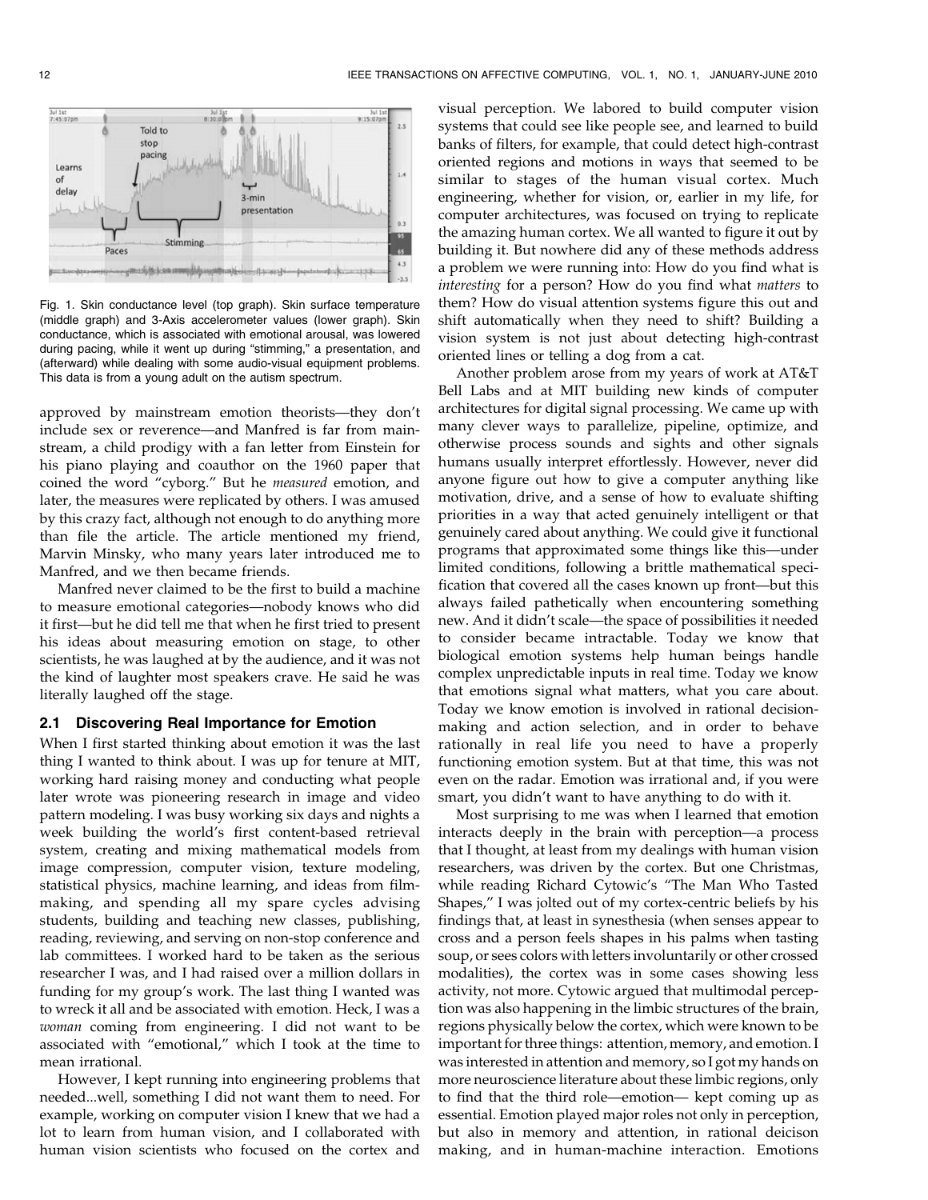Fig. 1. Skin conductance level (top graph). Skin surface temperature (middle graph) and 3-Axis accelerometer values (lower graph). Skin conductance, which is associated with emotional arousal, was lowered during pacing, while it went up during "stimming," a presentation, and (afterward) while dealing with some audio-visual equipment problems. This data is from a young adult on the autism spectrum.

approved by mainstream emotion theorists—they don't include sex or reverence—and Manfred is far from mainstream, a child prodigy with a fan letter from Einstein for his piano playing and coauthor on the 1960 paper that coined the word "cyborg." But he *measured* emotion, and later, the measures were replicated by others. I was amused by this crazy fact, although not enough to do anything more than file the article. The article mentioned my friend, Marvin Minsky, who many years later introduced me to Manfred, and we then became friends.

Manfred never claimed to be the first to build a machine to measure emotional categories—nobody knows who did it first—but he did tell me that when he first tried to present his ideas about measuring emotion on stage, to other scientists, he was laughed at by the audience, and it was not the kind of laughter most speakers crave. He said he was literally laughed off the stage.

### 2.1 Discovering Real Importance for Emotion

When I first started thinking about emotion it was the last thing I wanted to think about. I was up for tenure at MIT, working hard raising money and conducting what people later wrote was pioneering research in image and video pattern modeling. I was busy working six days and nights a week building the world's first content-based retrieval system, creating and mixing mathematical models from image compression, computer vision, texture modeling, statistical physics, machine learning, and ideas from filmmaking, and spending all my spare cycles advising students, building and teaching new classes, publishing, reading, reviewing, and serving on non-stop conference and lab committees. I worked hard to be taken as the serious researcher I was, and I had raised over a million dollars in funding for my group's work. The last thing I wanted was to wreck it all and be associated with emotion. Heck, I was a *woman* coming from engineering. I did not want to be associated with "emotional," which I took at the time to mean irrational.

However, I kept running into engineering problems that needed...well, something I did not want them to need. For example, working on computer vision I knew that we had a lot to learn from human vision, and I collaborated with human vision scientists who focused on the cortex and visual perception. We labored to build computer vision systems that could see like people see, and learned to build banks of filters, for example, that could detect high-contrast oriented regions and motions in ways that seemed to be similar to stages of the human visual cortex. Much engineering, whether for vision, or, earlier in my life, for computer architectures, was focused on trying to replicate the amazing human cortex. We all wanted to figure it out by building it. But nowhere did any of these methods address a problem we were running into: How do you find what is *interesting* for a person? How do you find what *matters* to them? How do visual attention systems figure this out and shift automatically when they need to shift? Building a vision system is not just about detecting high-contrast oriented lines or telling a dog from a cat.

Another problem arose from my years of work at AT&T Bell Labs and at MIT building new kinds of computer architectures for digital signal processing. We came up with many clever ways to parallelize, pipeline, optimize, and otherwise process sounds and sights and other signals humans usually interpret effortlessly. However, never did anyone figure out how to give a computer anything like motivation, drive, and a sense of how to evaluate shifting priorities in a way that acted genuinely intelligent or that genuinely cared about anything. We could give it functional programs that approximated some things like this—under limited conditions, following a brittle mathematical specification that covered all the cases known up front—but this always failed pathetically when encountering something new. And it didn't scale—the space of possibilities it needed to consider became intractable. Today we know that biological emotion systems help human beings handle complex unpredictable inputs in real time. Today we know that emotions signal what matters, what you care about. Today we know emotion is involved in rational decision-making and action selection, and in order to behave rationally in real life you need to have a properly functioning emotion system. But at that time, this was not even on the radar. Emotion was irrational and, if you were smart, you didn't want to have anything to do with it.

Most surprising to me was when I learned that emotion interacts deeply in the brain with perception—a process that I thought, at least from my dealings with human vision researchers, was driven by the cortex. But one Christmas, while reading Richard Cytowic's "The Man Who Tasted Shapes," I was jolted out of my cortex-centric beliefs by his findings that, at least in synesthesia (when senses appear to cross and a person feels shapes in his palms when tasting soup, or sees colors with letters involuntarily or other crossed modalities), the cortex was in some cases showing less activity, not more. Cytowic argued that multimodal perception was also happening in the limbic structures of the brain, regions physically below the cortex, which were known to be important for three things: attention, memory, and emotion. I was interested in attention and memory, so I got my hands on more neuroscience literature about these limbic regions, only to find that the third role—emotion— kept coming up as essential. Emotion played major roles not only in perception, but also in memory and attention, in rational deicison making, and in human-machine interaction. Emotions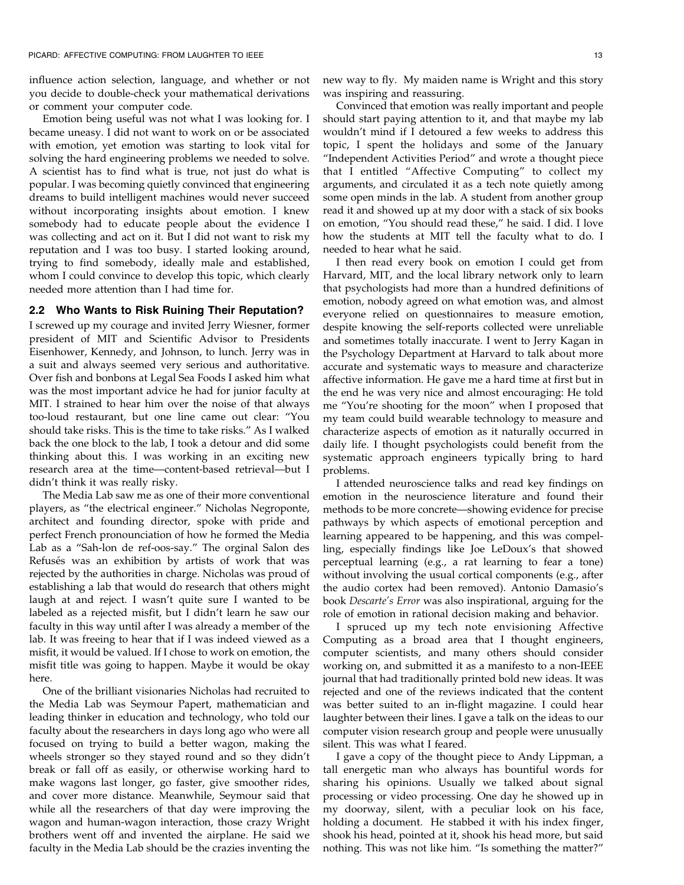influence action selection, language, and whether or not you decide to double-check your mathematical derivations or comment your computer code.

Emotion being useful was not what I was looking for. I became uneasy. I did not want to work on or be associated with emotion, yet emotion was starting to look vital for solving the hard engineering problems we needed to solve. A scientist has to find what is true, not just do what is popular. I was becoming quietly convinced that engineering dreams to build intelligent machines would never succeed without incorporating insights about emotion. I knew somebody had to educate people about the evidence I was collecting and act on it. But I did not want to risk my reputation and I was too busy. I started looking around, trying to find somebody, ideally male and established, whom I could convince to develop this topic, which clearly needed more attention than I had time for.

## 2.2 Who Wants to Risk Ruining Their Reputation?

I screwed up my courage and invited Jerry Wiesner, former president of MIT and Scientific Advisor to Presidents Eisenhower, Kennedy, and Johnson, to lunch. Jerry was in a suit and always seemed very serious and authoritative. Over fish and bonbons at Legal Sea Foods I asked him what was the most important advice he had for junior faculty at MIT. I strained to hear him over the noise of that always too-loud restaurant, but one line came out clear: "You should take risks. This is the time to take risks." As I walked back the one block to the lab, I took a detour and did some thinking about this. I was working in an exciting new research area at the time—content-based retrieval—but I didn't think it was really risky.

The Media Lab saw me as one of their more conventional players, as "the electrical engineer." Nicholas Negroponte, architect and founding director, spoke with pride and perfect French pronounciation of how he formed the Media Lab as a "Sah-lon de ref-oos-say." The orginal Salon des Refusés was an exhibition by artists of work that was rejected by the authorities in charge. Nicholas was proud of establishing a lab that would do research that others might laugh at and reject. I wasn't quite sure I wanted to be labeled as a rejected misfit, but I didn't learn he saw our faculty in this way until after I was already a member of the lab. It was freeing to hear that if I was indeed viewed as a misfit, it would be valued. If I chose to work on emotion, the misfit title was going to happen. Maybe it would be okay here.

One of the brilliant visionaries Nicholas had recruited to the Media Lab was Seymour Papert, mathematician and leading thinker in education and technology, who told our faculty about the researchers in days long ago who were all focused on trying to build a better wagon, making the wheels stronger so they stayed round and so they didn't break or fall off as easily, or otherwise working hard to make wagons last longer, go faster, give smoother rides, and cover more distance. Meanwhile, Seymour said that while all the researchers of that day were improving the wagon and human-wagon interaction, those crazy Wright brothers went off and invented the airplane. He said we faculty in the Media Lab should be the crazies inventing the new way to fly. My maiden name is Wright and this story was inspiring and reassuring.

Convinced that emotion was really important and people should start paying attention to it, and that maybe my lab wouldn't mind if I detoured a few weeks to address this topic, I spent the holidays and some of the January "Independent Activities Period" and wrote a thought piece that I entitled "Affective Computing" to collect my arguments, and circulated it as a tech note quietly among some open minds in the lab. A student from another group read it and showed up at my door with a stack of six books on emotion, "You should read these," he said. I did. I love how the students at MIT tell the faculty what to do. I needed to hear what he said.

I then read every book on emotion I could get from Harvard, MIT, and the local library network only to learn that psychologists had more than a hundred definitions of emotion, nobody agreed on what emotion was, and almost everyone relied on questionnaires to measure emotion, despite knowing the self-reports collected were unreliable and sometimes totally inaccurate. I went to Jerry Kagan in the Psychology Department at Harvard to talk about more accurate and systematic ways to measure and characterize affective information. He gave me a hard time at first but in the end he was very nice and almost encouraging: He told me "You're shooting for the moon" when I proposed that my team could build wearable technology to measure and characterize aspects of emotion as it naturally occurred in daily life. I thought psychologists could benefit from the systematic approach engineers typically bring to hard problems.

I attended neuroscience talks and read key findings on emotion in the neuroscience literature and found their methods to be more concrete—showing evidence for precise pathways by which aspects of emotional perception and learning appeared to be happening, and this was compelling, especially findings like Joe LeDoux's that showed perceptual learning (e.g., a rat learning to fear a tone) without involving the usual cortical components (e.g., after the audio cortex had been removed). Antonio Damasio's book *Descarte's Error* was also inspirational, arguing for the role of emotion in rational decision making and behavior.

I spruced up my tech note envisioning Affective Computing as a broad area that I thought engineers, computer scientists, and many others should consider working on, and submitted it as a manifesto to a non-IEEE journal that had traditionally printed bold new ideas. It was rejected and one of the reviews indicated that the content was better suited to an in-flight magazine. I could hear laughter between their lines. I gave a talk on the ideas to our computer vision research group and people were unusually silent. This was what I feared.

I gave a copy of the thought piece to Andy Lippman, a tall energetic man who always has bountiful words for sharing his opinions. Usually we talked about signal processing or video processing. One day he showed up in my doorway, silent, with a peculiar look on his face, holding a document. He stabbed it with his index finger, shook his head, pointed at it, shook his head more, but said nothing. This was not like him. "Is something the matter?"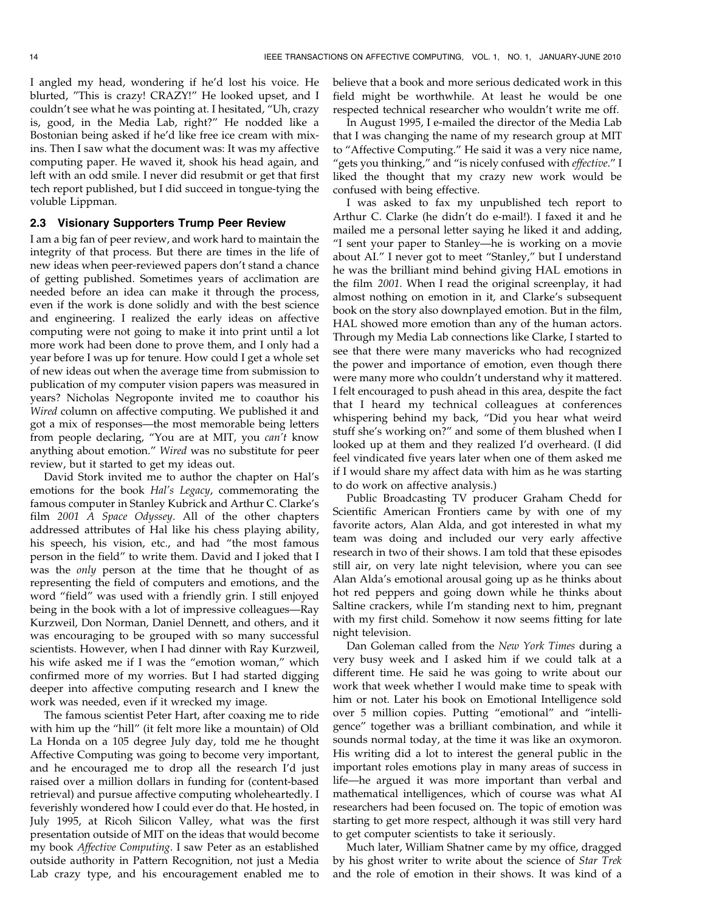I angled my head, wondering if he'd lost his voice. He blurted, "This is crazy! CRAZY!" He looked upset, and I couldn't see what he was pointing at. I hesitated, "Uh, crazy is, good, in the Media Lab, right?" He nodded like a Bostonian being asked if he'd like free ice cream with mix-ins. Then I saw what the document was: It was my affective computing paper. He waved it, shook his head again, and left with an odd smile. I never did resubmit or get that first tech report published, but I did succeed in tongue-tying the voluble Lippman.

### 2.3 Visionary Supporters Trump Peer Review

I am a big fan of peer review, and work hard to maintain the integrity of that process. But there are times in the life of new ideas when peer-reviewed papers don't stand a chance of getting published. Sometimes years of acclimation are needed before an idea can make it through the process, even if the work is done solidly and with the best science and engineering. I realized the early ideas on affective computing were not going to make it into print until a lot more work had been done to prove them, and I only had a year before I was up for tenure. How could I get a whole set of new ideas out when the average time from submission to publication of my computer vision papers was measured in years? Nicholas Negroponte invited me to coauthor his *Wired* column on affective computing. We published it and got a mix of responses—the most memorable being letters from people declaring, "You are at MIT, you *can't* know anything about emotion." *Wired* was no substitute for peer review, but it started to get my ideas out.

David Stork invited me to author the chapter on Hal's emotions for the book *Hal's Legacy*, commemorating the famous computer in Stanley Kubrick and Arthur C. Clarke's film *2001 A Space Odyssey*. All of the other chapters addressed attributes of Hal like his chess playing ability, his speech, his vision, etc., and had "the most famous person in the field" to write them. David and I joked that I was the *only* person at the time that he thought of as representing the field of computers and emotions, and the word "field" was used with a friendly grin. I still enjoyed being in the book with a lot of impressive colleagues—Ray Kurzweil, Don Norman, Daniel Dennett, and others, and it was encouraging to be grouped with so many successful scientists. However, when I had dinner with Ray Kurzweil, his wife asked me if I was the "emotion woman," which confirmed more of my worries. But I had started digging deeper into affective computing research and I knew the work was needed, even if it wrecked my image.

The famous scientist Peter Hart, after coaxing me to ride with him up the "hill" (it felt more like a mountain) of Old La Honda on a 105 degree July day, told me he thought Affective Computing was going to become very important, and he encouraged me to drop all the research I'd just raised over a million dollars in funding for (content-based retrieval) and pursue affective computing wholeheartedly. I feverishly wondered how I could ever do that. He hosted, in July 1995, at Ricoh Silicon Valley, what was the first presentation outside of MIT on the ideas that would become my book *Affective Computing*. I saw Peter as an established outside authority in Pattern Recognition, not just a Media Lab crazy type, and his encouragement enabled me to believe that a book and more serious dedicated work in this field might be worthwhile. At least he would be one respected technical researcher who wouldn't write me off.

In August 1995, I e-mailed the director of the Media Lab that I was changing the name of my research group at MIT to "Affective Computing." He said it was a very nice name, "gets you thinking," and "is nicely confused with *effective*." I liked the thought that my crazy new work would be confused with being effective.

I was asked to fax my unpublished tech report to Arthur C. Clarke (he didn't do e-mail!). I faxed it and he mailed me a personal letter saying he liked it and adding, "I sent your paper to Stanley—he is working on a movie about AI." I never got to meet "Stanley," but I understand he was the brilliant mind behind giving HAL emotions in the film *2001*. When I read the original screenplay, it had almost nothing on emotion in it, and Clarke's subsequent book on the story also downplayed emotion. But in the film, HAL showed more emotion than any of the human actors. Through my Media Lab connections like Clarke, I started to see that there were many mavericks who had recognized the power and importance of emotion, even though there were many more who couldn't understand why it mattered. I felt encouraged to push ahead in this area, despite the fact that I heard my technical colleagues at conferences whispering behind my back, "Did you hear what weird stuff she's working on?" and some of them blushed when I looked up at them and they realized I'd overheard. (I did feel vindicated five years later when one of them asked me if I would share my affect data with him as he was starting to do work on affective analysis.)

Public Broadcasting TV producer Graham Chedd for Scientific American Frontiers came by with one of my favorite actors, Alan Alda, and got interested in what my team was doing and included our very early affective research in two of their shows. I am told that these episodes still air, on very late night television, where you can see Alan Alda's emotional arousal going up as he thinks about hot red peppers and going down while he thinks about Saltine crackers, while I'm standing next to him, pregnant with my first child. Somehow it now seems fitting for late night television.

Dan Goleman called from the *New York Times* during a very busy week and I asked him if we could talk at a different time. He said he was going to write about our work that week whether I would make time to speak with him or not. Later his book on Emotional Intelligence sold over 5 million copies. Putting "emotional" and "intelligence" together was a brilliant combination, and while it sounds normal today, at the time it was like an oxymoron. His writing did a lot to interest the general public in the important roles emotions play in many areas of success in life—he argued it was more important than verbal and mathematical intelligences, which of course was what AI researchers had been focused on. The topic of emotion was starting to get more respect, although it was still very hard to get computer scientists to take it seriously.

Much later, William Shatner came by my office, dragged by his ghost writer to write about the science of *Star Trek* and the role of emotion in their shows. It was kind of a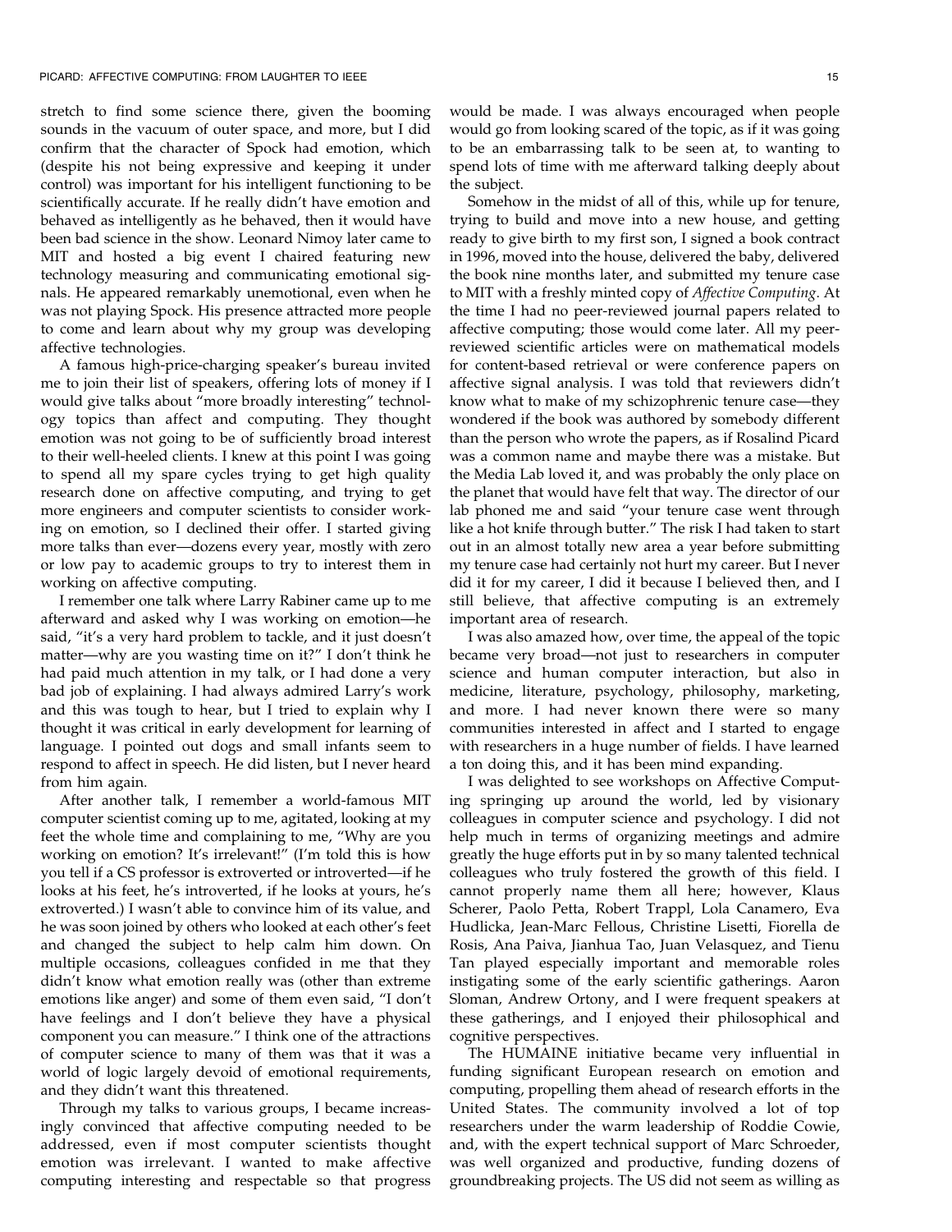stretch to find some science there, given the booming sounds in the vacuum of outer space, and more, but I did confirm that the character of Spock had emotion, which (despite his not being expressive and keeping it under control) was important for his intelligent functioning to be scientifically accurate. If he really didn't have emotion and behaved as intelligently as he behaved, then it would have been bad science in the show. Leonard Nimoy later came to MIT and hosted a big event I chaired featuring new technology measuring and communicating emotional signals. He appeared remarkably unemotional, even when he was not playing Spock. His presence attracted more people to come and learn about why my group was developing affective technologies.

A famous high-price-charging speaker's bureau invited me to join their list of speakers, offering lots of money if I would give talks about "more broadly interesting" technology topics than affect and computing. They thought emotion was not going to be of sufficiently broad interest to their well-heeled clients. I knew at this point I was going to spend all my spare cycles trying to get high quality research done on affective computing, and trying to get more engineers and computer scientists to consider working on emotion, so I declined their offer. I started giving more talks than ever—dozens every year, mostly with zero or low pay to academic groups to try to interest them in working on affective computing.

I remember one talk where Larry Rabiner came up to me afterward and asked why I was working on emotion—he said, "it's a very hard problem to tackle, and it just doesn't matter—why are you wasting time on it?" I don't think he had paid much attention in my talk, or I had done a very bad job of explaining. I had always admired Larry's work and this was tough to hear, but I tried to explain why I thought it was critical in early development for learning of language. I pointed out dogs and small infants seem to respond to affect in speech. He did listen, but I never heard from him again.

After another talk, I remember a world-famous MIT computer scientist coming up to me, agitated, looking at my feet the whole time and complaining to me, "Why are you working on emotion? It's irrelevant!" (I'm told this is how you tell if a CS professor is extroverted or introverted—if he looks at his feet, he's introverted, if he looks at yours, he's extroverted.) I wasn't able to convince him of its value, and he was soon joined by others who looked at each other's feet and changed the subject to help calm him down. On multiple occasions, colleagues confided in me that they didn't know what emotion really was (other than extreme emotions like anger) and some of them even said, "I don't have feelings and I don't believe they have a physical component you can measure." I think one of the attractions of computer science to many of them was that it was a world of logic largely devoid of emotional requirements, and they didn't want this threatened.

Through my talks to various groups, I became increasingly convinced that affective computing needed to be addressed, even if most computer scientists thought emotion was irrelevant. I wanted to make affective computing interesting and respectable so that progress would be made. I was always encouraged when people would go from looking scared of the topic, as if it was going to be an embarrassing talk to be seen at, to wanting to spend lots of time with me afterward talking deeply about the subject.

Somehow in the midst of all of this, while up for tenure, trying to build and move into a new house, and getting ready to give birth to my first son, I signed a book contract in 1996, moved into the house, delivered the baby, delivered the book nine months later, and submitted my tenure case to MIT with a freshly minted copy of *Affective Computing*. At the time I had no peer-reviewed journal papers related to affective computing; those would come later. All my peer-reviewed scientific articles were on mathematical models for content-based retrieval or were conference papers on affective signal analysis. I was told that reviewers didn't know what to make of my schizophrenic tenure case—they wondered if the book was authored by somebody different than the person who wrote the papers, as if Rosalind Picard was a common name and maybe there was a mistake. But the Media Lab loved it, and was probably the only place on the planet that would have felt that way. The director of our lab phoned me and said "your tenure case went through like a hot knife through butter." The risk I had taken to start out in an almost totally new area a year before submitting my tenure case had certainly not hurt my career. But I never did it for my career, I did it because I believed then, and I still believe, that affective computing is an extremely important area of research.

I was also amazed how, over time, the appeal of the topic became very broad—not just to researchers in computer science and human computer interaction, but also in medicine, literature, psychology, philosophy, marketing, and more. I had never known there were so many communities interested in affect and I started to engage with researchers in a huge number of fields. I have learned a ton doing this, and it has been mind expanding.

I was delighted to see workshops on Affective Computing springing up around the world, led by visionary colleagues in computer science and psychology. I did not help much in terms of organizing meetings and admire greatly the huge efforts put in by so many talented technical colleagues who truly fostered the growth of this field. I cannot properly name them all here; however, Klaus Scherer, Paolo Petta, Robert Trappl, Lola Canamero, Eva Hudlicka, Jean-Marc Fellous, Christine Lisetti, Fiorella de Rosis, Ana Paiva, Jianhua Tao, Juan Velasquez, and Tienu Tan played especially important and memorable roles instigating some of the early scientific gatherings. Aaron Sloman, Andrew Ortony, and I were frequent speakers at these gatherings, and I enjoyed their philosophical and cognitive perspectives.

The HUMAINE initiative became very influential in funding significant European research on emotion and computing, propelling them ahead of research efforts in the United States. The community involved a lot of top researchers under the warm leadership of Roddie Cowie, and, with the expert technical support of Marc Schroeder, was well organized and productive, funding dozens of groundbreaking projects. The US did not seem as willing as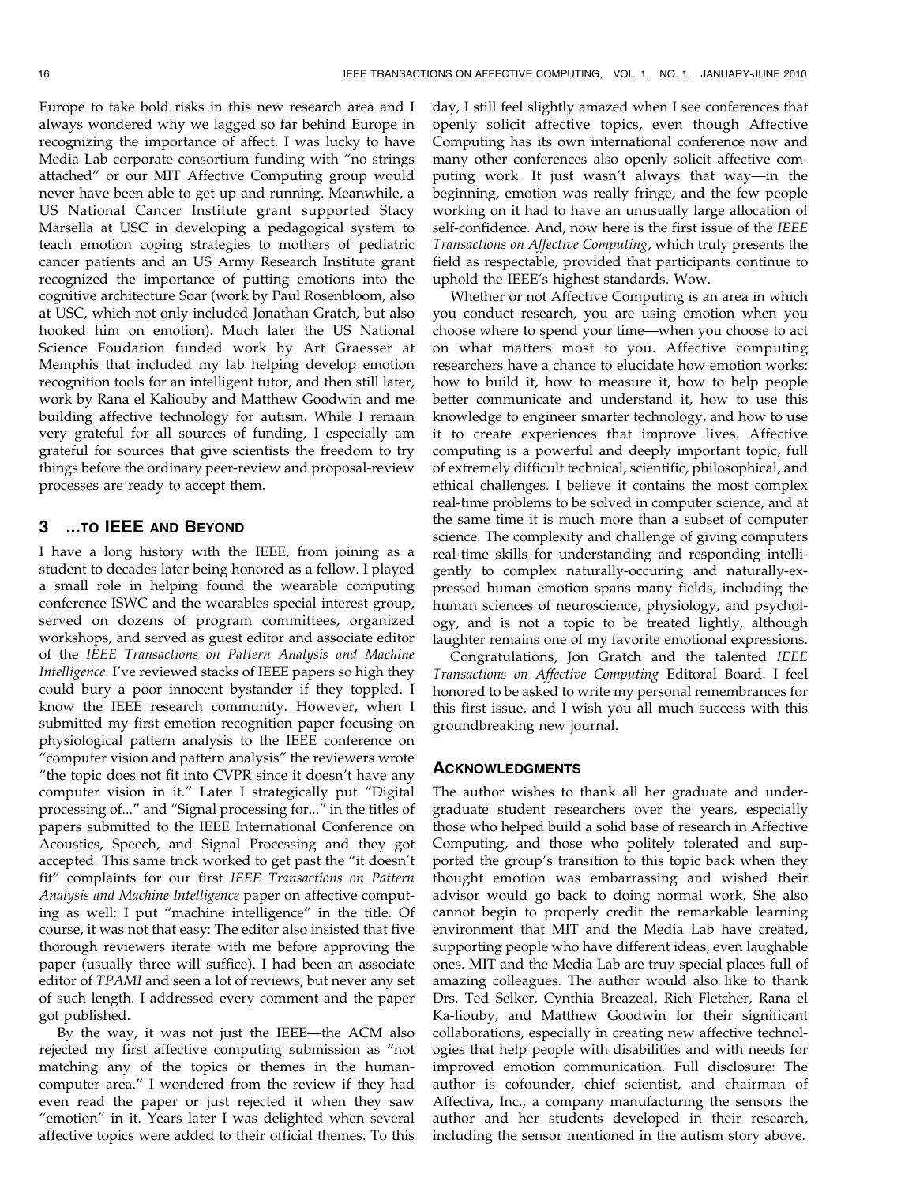Europe to take bold risks in this new research area and I always wondered why we lagged so far behind Europe in recognizing the importance of affect. I was lucky to have Media Lab corporate consortium funding with "no strings attached" or our MIT Affective Computing group would never have been able to get up and running. Meanwhile, a US National Cancer Institute grant supported Stacy Marsella at USC in developing a pedagogical system to teach emotion coping strategies to mothers of pediatric cancer patients and an US Army Research Institute grant recognized the importance of putting emotions into the cognitive architecture Soar (work by Paul Rosenbloom, also at USC, which not only included Jonathan Gratch, but also hooked him on emotion). Much later the US National Science Foudation funded work by Art Graesser at Memphis that included my lab helping develop emotion recognition tools for an intelligent tutor, and then still later, work by Rana el Kaliouby and Matthew Goodwin and me building affective technology for autism. While I remain very grateful for all sources of funding, I especially am grateful for sources that give scientists the freedom to try things before the ordinary peer-review and proposal-review processes are ready to accept them.

## 3 ...to IEEE and Beyond

I have a long history with the IEEE, from joining as a student to decades later being honored as a fellow. I played a small role in helping found the wearable computing conference ISWC and the wearables special interest group, served on dozens of program committees, organized workshops, and served as guest editor and associate editor of the *IEEE Transactions on Pattern Analysis and Machine Intelligence*. I've reviewed stacks of IEEE papers so high they could bury a poor innocent bystander if they toppled. I know the IEEE research community. However, when I submitted my first emotion recognition paper focusing on physiological pattern analysis to the IEEE conference on "computer vision and pattern analysis" the reviewers wrote "the topic does not fit into CVPR since it doesn't have any computer vision in it." Later I strategically put "Digital processing of..." and "Signal processing for..." in the titles of papers submitted to the IEEE International Conference on Acoustics, Speech, and Signal Processing and they got accepted. This same trick worked to get past the "it doesn't fit" complaints for our first *IEEE Transactions on Pattern Analysis and Machine Intelligence* paper on affective computing as well: I put "machine intelligence" in the title. Of course, it was not that easy: The editor also insisted that five thorough reviewers iterate with me before approving the paper (usually three will suffice). I had been an associate editor of *TPAMI* and seen a lot of reviews, but never any set of such length. I addressed every comment and the paper got published.

By the way, it was not just the IEEE—the ACM also rejected my first affective computing submission as "not matching any of the topics or themes in the human-computer area." I wondered from the review if they had even read the paper or just rejected it when they saw "emotion" in it. Years later I was delighted when several affective topics were added to their official themes. To this day, I still feel slightly amazed when I see conferences that openly solicit affective topics, even though Affective Computing has its own international conference now and many other conferences also openly solicit affective computing work. It just wasn't always that way—in the beginning, emotion was really fringe, and the few people working on it had to have an unusually large allocation of self-confidence. And, now here is the first issue of the *IEEE Transactions on Affective Computing*, which truly presents the field as respectable, provided that participants continue to uphold the IEEE's highest standards. Wow.

Whether or not Affective Computing is an area in which you conduct research, you are using emotion when you choose where to spend your time—when you choose to act on what matters most to you. Affective computing researchers have a chance to elucidate how emotion works: how to build it, how to measure it, how to help people better communicate and understand it, how to use this knowledge to engineer smarter technology, and how to use it to create experiences that improve lives. Affective computing is a powerful and deeply important topic, full of extremely difficult technical, scientific, philosophical, and ethical challenges. I believe it contains the most complex real-time problems to be solved in computer science, and at the same time it is much more than a subset of computer science. The complexity and challenge of giving computers real-time skills for understanding and responding intelligently to complex naturally-occuring and naturally-expressed human emotion spans many fields, including the human sciences of neuroscience, physiology, and psychology, and is not a topic to be treated lightly, although laughter remains one of my favorite emotional expressions.

Congratulations, Jon Gratch and the talented *IEEE Transactions on Affective Computing* Editoral Board. I feel honored to be asked to write my personal remembrances for this first issue, and I wish you all much success with this groundbreaking new journal.

## Acknowledgments

The author wishes to thank all her graduate and undergraduate student researchers over the years, especially those who helped build a solid base of research in Affective Computing, and those who politely tolerated and supported the group's transition to this topic back when they thought emotion was embarrassing and wished their advisor would go back to doing normal work. She also cannot begin to properly credit the remarkable learning environment that MIT and the Media Lab have created, supporting people who have different ideas, even laughable ones. MIT and the Media Lab are truy special places full of amazing colleagues. The author would also like to thank Drs. Ted Selker, Cynthia Breazeal, Rich Fletcher, Rana el Ka-liouby, and Matthew Goodwin for their significant collaborations, especially in creating new affective technologies that help people with disabilities and with needs for improved emotion communication. Full disclosure: The author is cofounder, chief scientist, and chairman of Affectiva, Inc., a company manufacturing the sensors the author and her students developed in their research, including the sensor mentioned in the autism story above.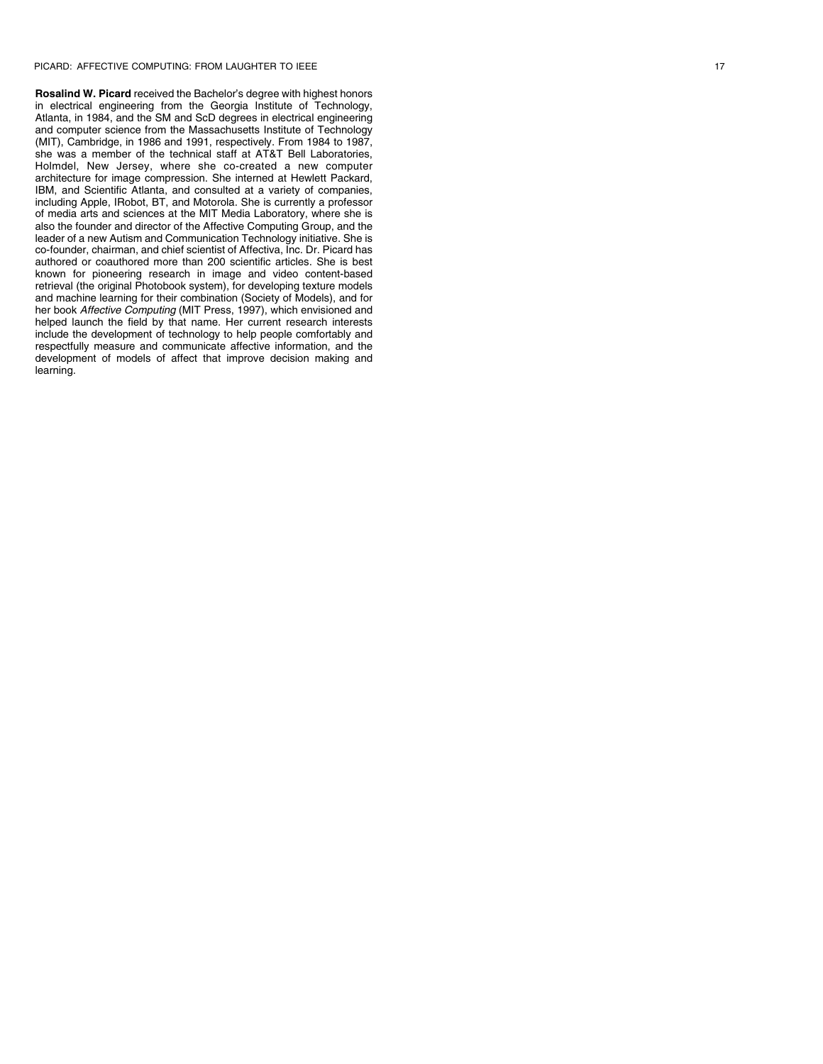**Rosalind W. Picard** received the Bachelor's degree with highest honors in electrical engineering from the Georgia Institute of Technology, Atlanta, in 1984, and the SM and ScD degrees in electrical engineering and computer science from the Massachusetts Institute of Technology (MIT), Cambridge, in 1986 and 1991, respectively. From 1984 to 1987, she was a member of the technical staff at AT&T Bell Laboratories, Holmdel, New Jersey, where she co-created a new computer architecture for image compression. She interned at Hewlett Packard, IBM, and Scientific Atlanta, and consulted at a variety of companies, including Apple, IRobot, BT, and Motorola. She is currently a professor of media arts and sciences at the MIT Media Laboratory, where she is also the founder and director of the Affective Computing Group, and the leader of a new Autism and Communication Technology initiative. She is co-founder, chairman, and chief scientist of Affectiva, Inc. Dr. Picard has authored or coauthored more than 200 scientific articles. She is best known for pioneering research in image and video content-based retrieval (the original Photobook system), for developing texture models and machine learning for their combination (Society of Models), and for her book *Affective Computing* (MIT Press, 1997), which envisioned and helped launch the field by that name. Her current research interests include the development of technology to help people comfortably and respectfully measure and communicate affective information, and the development of models of affect that improve decision making and learning.